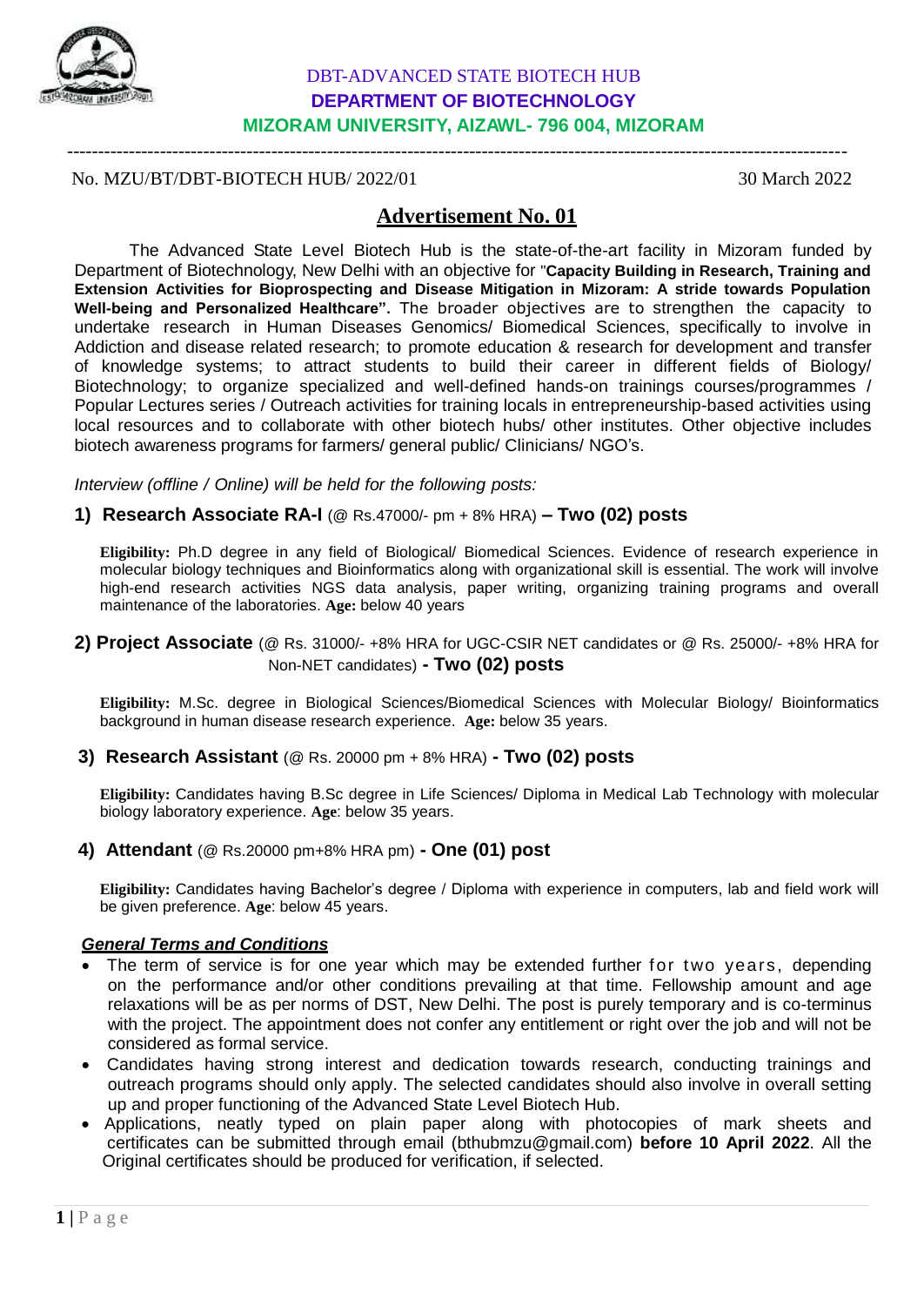# DBT-ADVANCED STATE BIOTECH HUB
## DEPARTMENT OF BIOTECHNOLOGY
## MIZORAM UNIVERSITY, AIZAWL- 796 004, MIZORAM

No. MZU/BT/DBT-BIOTECH HUB/ 2022/01 30 March 2022

## Advertisement No. 01

The Advanced State Level Biotech Hub is the state-of-the-art facility in Mizoram funded by Department of Biotechnology, New Delhi with an objective for "**Capacity Building in Research, Training and Extension Activities for Bioprospecting and Disease Mitigation in Mizoram: A stride towards Population Well-being and Personalized Healthcare".** The broader objectives are to strengthen the capacity to undertake research in Human Diseases Genomics/ Biomedical Sciences, specifically to involve in Addiction and disease related research; to promote education & research for development and transfer of knowledge systems; to attract students to build their career in different fields of Biology/ Biotechnology; to organize specialized and well-defined hands-on trainings courses/programmes / Popular Lectures series / Outreach activities for training locals in entrepreneurship-based activities using local resources and to collaborate with other biotech hubs/ other institutes. Other objective includes biotech awareness programs for farmers/ general public/ Clinicians/ NGO's.

*Interview (offline / Online) will be held for the following posts:*

### 1) Research Associate RA-I (@ Rs.47000/- pm + 8% HRA) – Two (02) posts

**Eligibility:** Ph.D degree in any field of Biological/ Biomedical Sciences. Evidence of research experience in molecular biology techniques and Bioinformatics along with organizational skill is essential. The work will involve high-end research activities NGS data analysis, paper writing, organizing training programs and overall maintenance of the laboratories. **Age:** below 40 years

### 2) Project Associate (@ Rs. 31000/- +8% HRA for UGC-CSIR NET candidates or @ Rs. 25000/- +8% HRA for Non-NET candidates) - Two (02) posts

**Eligibility:** M.Sc. degree in Biological Sciences/Biomedical Sciences with Molecular Biology/ Bioinformatics background in human disease research experience. **Age:** below 35 years.

### 3) Research Assistant (@ Rs. 20000 pm + 8% HRA) - Two (02) posts

**Eligibility:** Candidates having B.Sc degree in Life Sciences/ Diploma in Medical Lab Technology with molecular biology laboratory experience. **Age**: below 35 years.

### 4) Attendant (@ Rs.20000 pm+8% HRA pm) - One (01) post

**Eligibility:** Candidates having Bachelor's degree / Diploma with experience in computers, lab and field work will be given preference. **Age**: below 45 years.

***General Terms and Conditions***

- The term of service is for one year which may be extended further for two years, depending on the performance and/or other conditions prevailing at that time. Fellowship amount and age relaxations will be as per norms of DST, New Delhi. The post is purely temporary and is co-terminus with the project. The appointment does not confer any entitlement or right over the job and will not be considered as formal service.
- Candidates having strong interest and dedication towards research, conducting trainings and outreach programs should only apply. The selected candidates should also involve in overall setting up and proper functioning of the Advanced State Level Biotech Hub.
- Applications, neatly typed on plain paper along with photocopies of mark sheets and certificates can be submitted through email (bthubmzu@gmail.com) **before 10 April 2022**. All the Original certificates should be produced for verification, if selected.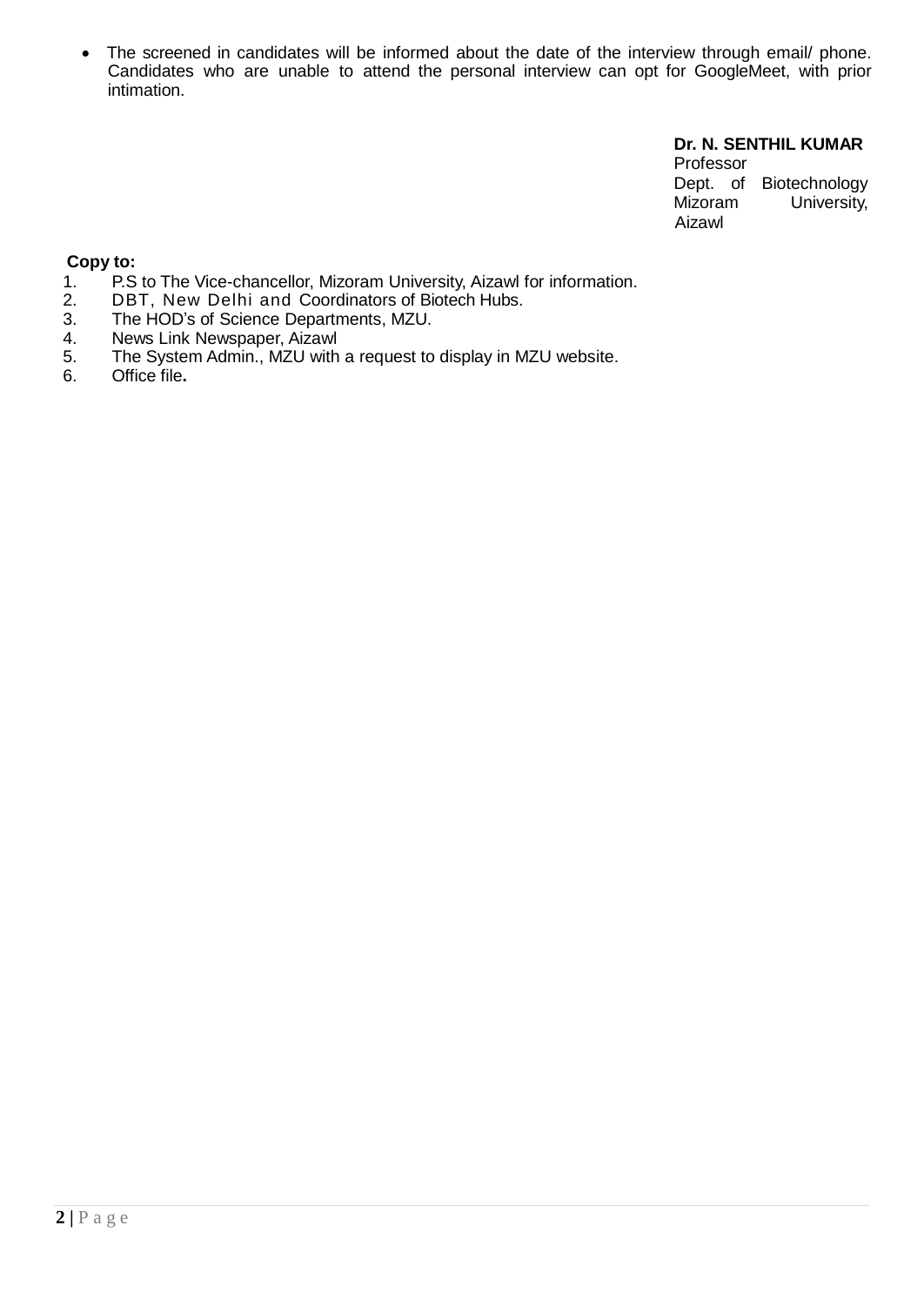- The screened in candidates will be informed about the date of the interview through email/ phone. Candidates who are unable to attend the personal interview can opt for GoogleMeet, with prior intimation.

**Dr. N. SENTHIL KUMAR**
Professor
Dept. of Biotechnology
Mizoram University,
Aizawl

**Copy to:**

1. P.S to The Vice-chancellor, Mizoram University, Aizawl for information.
2. DBT, New Delhi and Coordinators of Biotech Hubs.
3. The HOD's of Science Departments, MZU.
4. News Link Newspaper, Aizawl
5. The System Admin., MZU with a request to display in MZU website.
6. Office file**.**